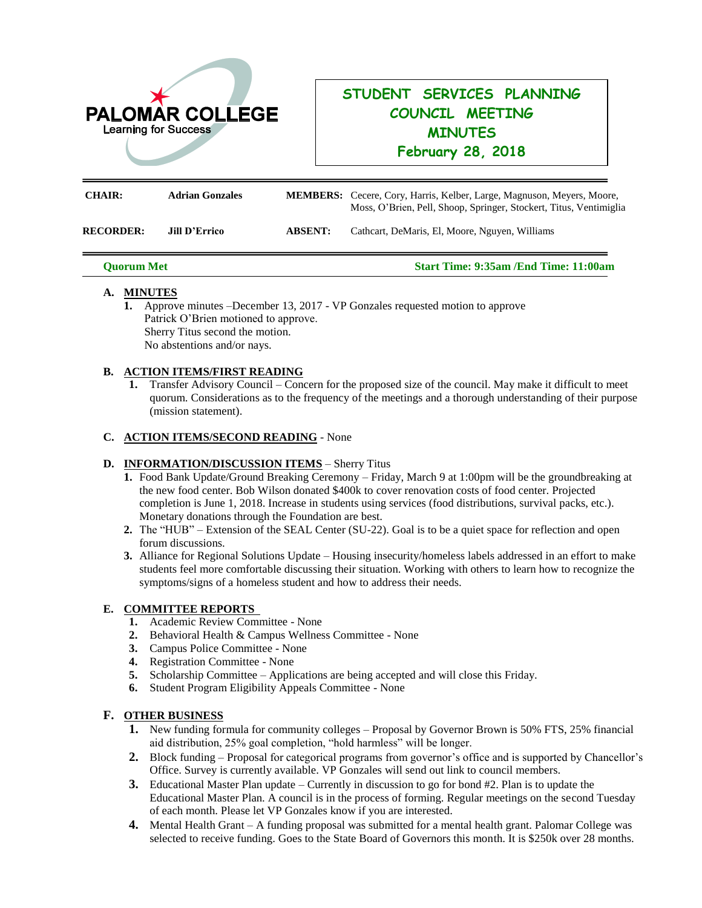PALOMAR COLLEGE
Learning for Success

# STUDENT SERVICES PLANNING COUNCIL MEETING MINUTES
## February 28, 2018

| | | | |
|---|---|---|---|
| **CHAIR:** | **Adrian Gonzales** | **MEMBERS:** | Cecere, Cory, Harris, Kelber, Large, Magnuson, Meyers, Moore, Moss, O'Brien, Pell, Shoop, Springer, Stockert, Titus, Ventimiglia |
| **RECORDER:** | **Jill D'Errico** | **ABSENT:** | Cathcart, DeMaris, El, Moore, Nguyen, Williams |

**Quorum Met** | **Start Time: 9:35am /End Time: 11:00am**

**A. MINUTES**

1. Approve minutes –December 13, 2017 - VP Gonzales requested motion to approve
   Patrick O'Brien motioned to approve.
   Sherry Titus second the motion.
   No abstentions and/or nays.

**B. ACTION ITEMS/FIRST READING**

1. Transfer Advisory Council – Concern for the proposed size of the council. May make it difficult to meet quorum. Considerations as to the frequency of the meetings and a thorough understanding of their purpose (mission statement).

**C. ACTION ITEMS/SECOND READING** - None

**D. INFORMATION/DISCUSSION ITEMS** – Sherry Titus

1. Food Bank Update/Ground Breaking Ceremony – Friday, March 9 at 1:00pm will be the groundbreaking at the new food center. Bob Wilson donated $400k to cover renovation costs of food center. Projected completion is June 1, 2018. Increase in students using services (food distributions, survival packs, etc.). Monetary donations through the Foundation are best.
2. The "HUB" – Extension of the SEAL Center (SU-22). Goal is to be a quiet space for reflection and open forum discussions.
3. Alliance for Regional Solutions Update – Housing insecurity/homeless labels addressed in an effort to make students feel more comfortable discussing their situation. Working with others to learn how to recognize the symptoms/signs of a homeless student and how to address their needs.

**E. COMMITTEE REPORTS**

1. Academic Review Committee - None
2. Behavioral Health & Campus Wellness Committee - None
3. Campus Police Committee - None
4. Registration Committee - None
5. Scholarship Committee – Applications are being accepted and will close this Friday.
6. Student Program Eligibility Appeals Committee - None

**F. OTHER BUSINESS**

1. New funding formula for community colleges – Proposal by Governor Brown is 50% FTS, 25% financial aid distribution, 25% goal completion, "hold harmless" will be longer.
2. Block funding – Proposal for categorical programs from governor's office and is supported by Chancellor's Office. Survey is currently available. VP Gonzales will send out link to council members.
3. Educational Master Plan update – Currently in discussion to go for bond #2. Plan is to update the Educational Master Plan. A council is in the process of forming. Regular meetings on the second Tuesday of each month. Please let VP Gonzales know if you are interested.
4. Mental Health Grant – A funding proposal was submitted for a mental health grant. Palomar College was selected to receive funding. Goes to the State Board of Governors this month. It is $250k over 28 months.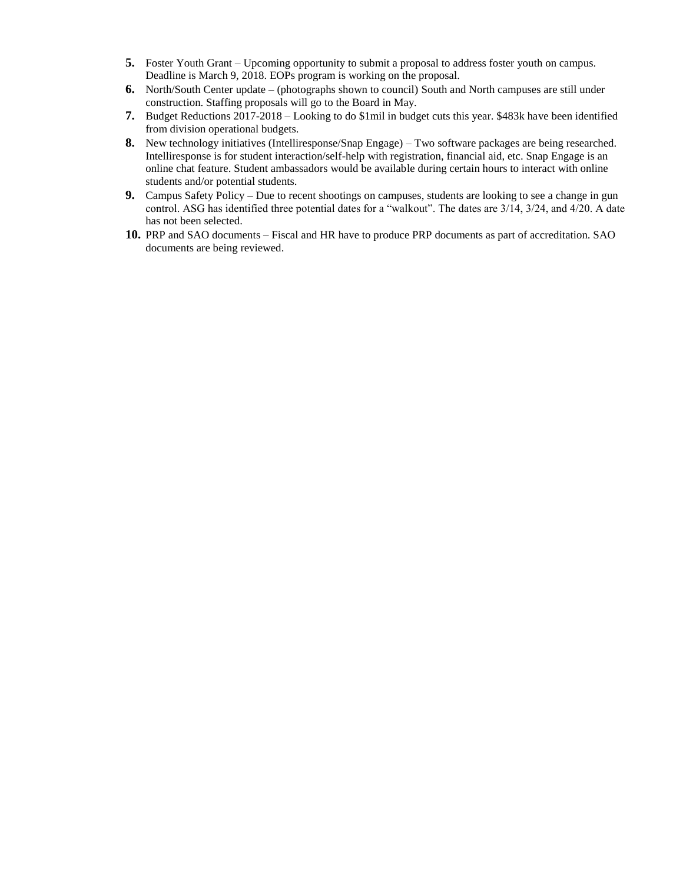5. Foster Youth Grant – Upcoming opportunity to submit a proposal to address foster youth on campus. Deadline is March 9, 2018. EOPs program is working on the proposal.
6. North/South Center update – (photographs shown to council) South and North campuses are still under construction. Staffing proposals will go to the Board in May.
7. Budget Reductions 2017-2018 – Looking to do $1mil in budget cuts this year. $483k have been identified from division operational budgets.
8. New technology initiatives (Intelliresponse/Snap Engage) – Two software packages are being researched. Intelliresponse is for student interaction/self-help with registration, financial aid, etc. Snap Engage is an online chat feature. Student ambassadors would be available during certain hours to interact with online students and/or potential students.
9. Campus Safety Policy – Due to recent shootings on campuses, students are looking to see a change in gun control. ASG has identified three potential dates for a "walkout". The dates are 3/14, 3/24, and 4/20. A date has not been selected.
10. PRP and SAO documents – Fiscal and HR have to produce PRP documents as part of accreditation. SAO documents are being reviewed.